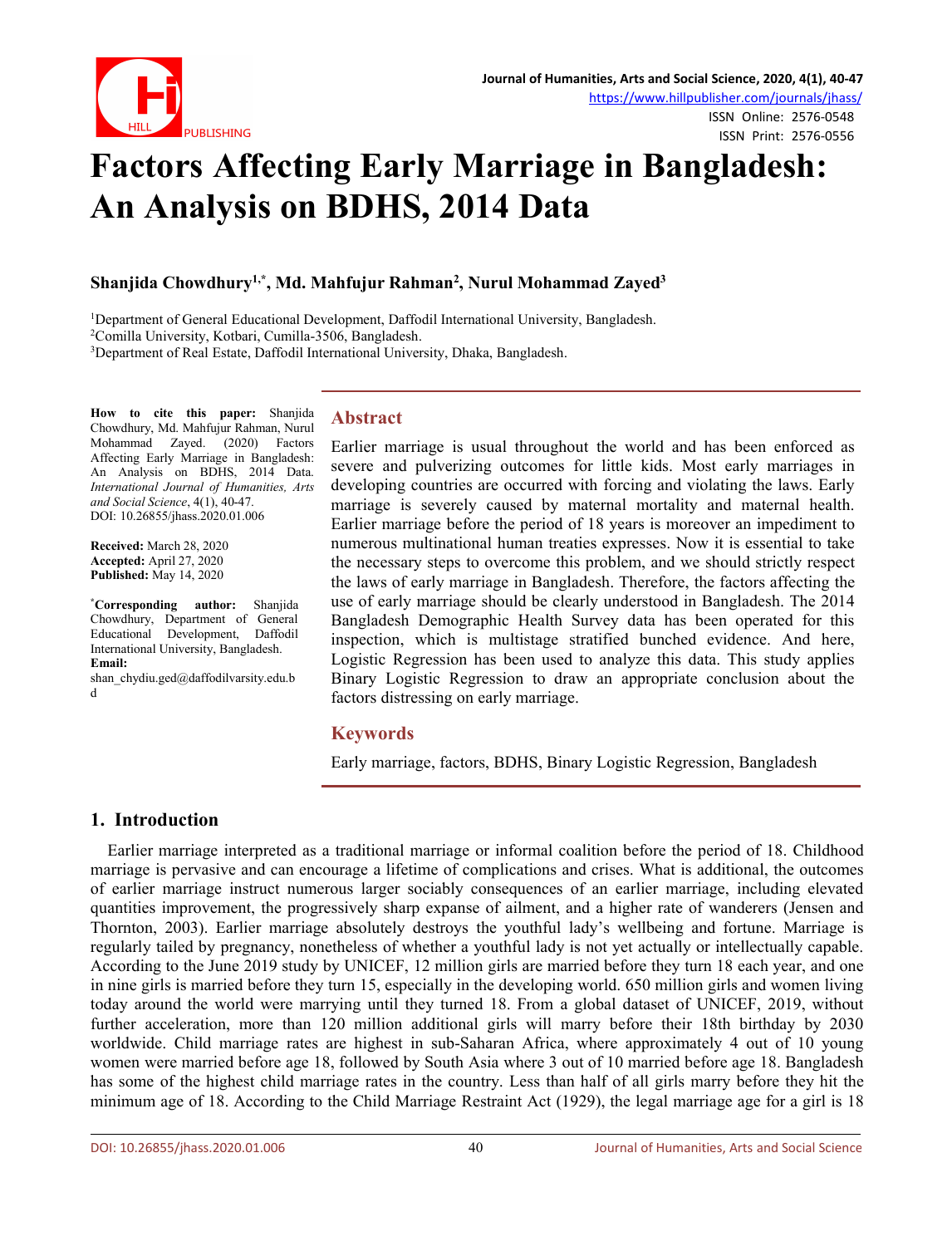# Factors Affecting Early Marriage in Bangladesh: An Analysis on BDHS, 2014 Data

**Shanjida Chowdhury[1,*], Md. Mahfujur Rahman[2], Nurul Mohammad Zayed[3]**

[1]Department of General Educational Development, Daffodil International University, Bangladesh.
[2]Comilla University, Kotbari, Cumilla-3506, Bangladesh.
[3]Department of Real Estate, Daffodil International University, Dhaka, Bangladesh.

**How to cite this paper:** Shanjida Chowdhury, Md. Mahfujur Rahman, Nurul Mohammad Zayed. (2020) Factors Affecting Early Marriage in Bangladesh: An Analysis on BDHS, 2014 Data. *International Journal of Humanities, Arts and Social Science*, 4(1), 40-47.
DOI: 10.26855/jhass.2020.01.006

**Received:** March 28, 2020
**Accepted:** April 27, 2020
**Published:** May 14, 2020

**[*]Corresponding author:** Shanjida Chowdhury, Department of General Educational Development, Daffodil International University, Bangladesh.
**Email:** shan_chydiu.ged@daffodilvarsity.edu.bd

## Abstract

Earlier marriage is usual throughout the world and has been enforced as severe and pulverizing outcomes for little kids. Most early marriages in developing countries are occurred with forcing and violating the laws. Early marriage is severely caused by maternal mortality and maternal health. Earlier marriage before the period of 18 years is moreover an impediment to numerous multinational human treaties expresses. Now it is essential to take the necessary steps to overcome this problem, and we should strictly respect the laws of early marriage in Bangladesh. Therefore, the factors affecting the use of early marriage should be clearly understood in Bangladesh. The 2014 Bangladesh Demographic Health Survey data has been operated for this inspection, which is multistage stratified bunched evidence. And here, Logistic Regression has been used to analyze this data. This study applies Binary Logistic Regression to draw an appropriate conclusion about the factors distressing on early marriage.

## Keywords

Early marriage, factors, BDHS, Binary Logistic Regression, Bangladesh

## 1. Introduction

Earlier marriage interpreted as a traditional marriage or informal coalition before the period of 18. Childhood marriage is pervasive and can encourage a lifetime of complications and crises. What is additional, the outcomes of earlier marriage instruct numerous larger sociably consequences of an earlier marriage, including elevated quantities improvement, the progressively sharp expanse of ailment, and a higher rate of wanderers (Jensen and Thornton, 2003). Earlier marriage absolutely destroys the youthful lady's wellbeing and fortune. Marriage is regularly tailed by pregnancy, nonetheless of whether a youthful lady is not yet actually or intellectually capable. According to the June 2019 study by UNICEF, 12 million girls are married before they turn 18 each year, and one in nine girls is married before they turn 15, especially in the developing world. 650 million girls and women living today around the world were marrying until they turned 18. From a global dataset of UNICEF, 2019, without further acceleration, more than 120 million additional girls will marry before their 18th birthday by 2030 worldwide. Child marriage rates are highest in sub-Saharan Africa, where approximately 4 out of 10 young women were married before age 18, followed by South Asia where 3 out of 10 married before age 18. Bangladesh has some of the highest child marriage rates in the country. Less than half of all girls marry before they hit the minimum age of 18. According to the Child Marriage Restraint Act (1929), the legal marriage age for a girl is 18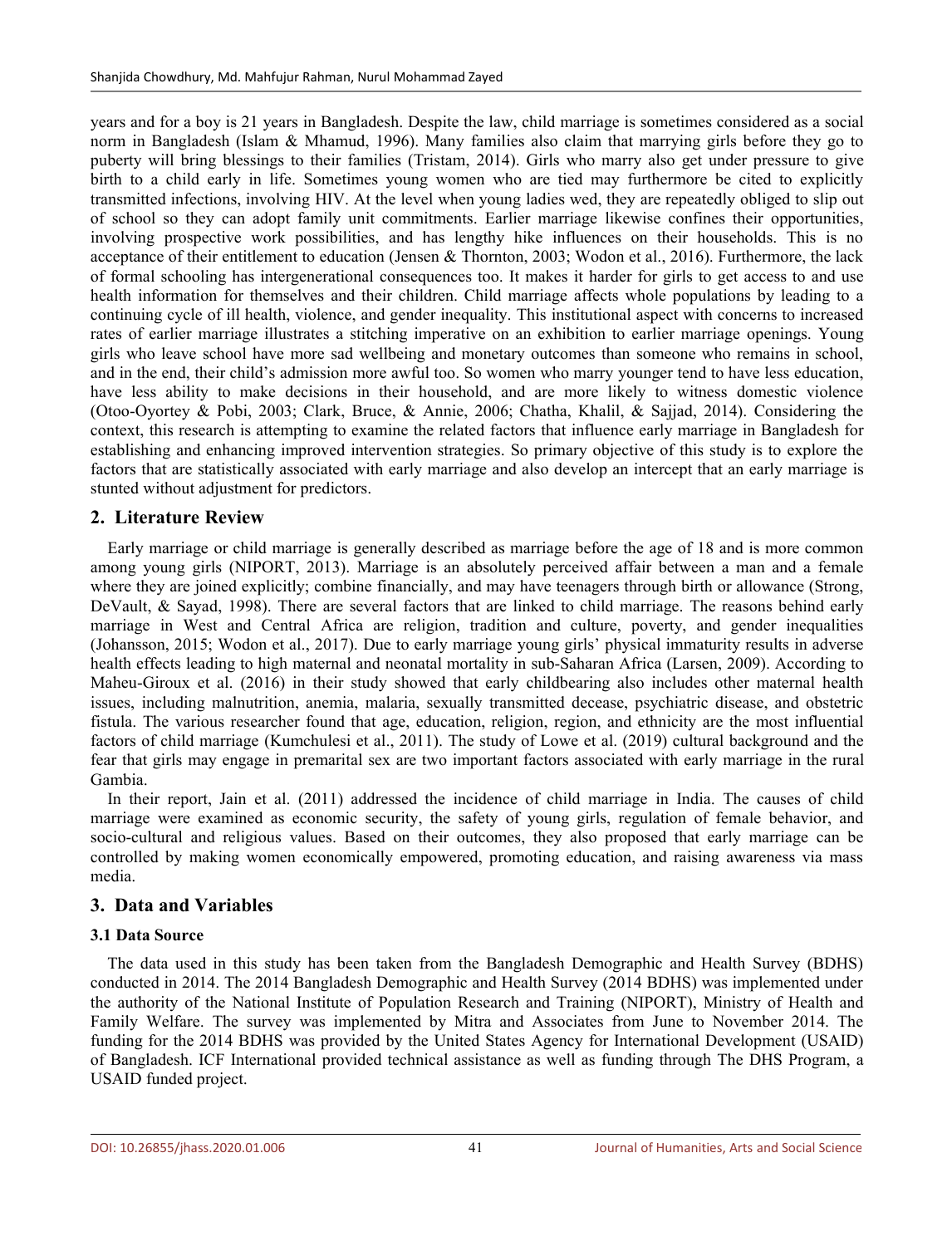years and for a boy is 21 years in Bangladesh. Despite the law, child marriage is sometimes considered as a social norm in Bangladesh (Islam & Mhamud, 1996). Many families also claim that marrying girls before they go to puberty will bring blessings to their families (Tristam, 2014). Girls who marry also get under pressure to give birth to a child early in life. Sometimes young women who are tied may furthermore be cited to explicitly transmitted infections, involving HIV. At the level when young ladies wed, they are repeatedly obliged to slip out of school so they can adopt family unit commitments. Earlier marriage likewise confines their opportunities, involving prospective work possibilities, and has lengthy hike influences on their households. This is no acceptance of their entitlement to education (Jensen & Thornton, 2003; Wodon et al., 2016). Furthermore, the lack of formal schooling has intergenerational consequences too. It makes it harder for girls to get access to and use health information for themselves and their children. Child marriage affects whole populations by leading to a continuing cycle of ill health, violence, and gender inequality. This institutional aspect with concerns to increased rates of earlier marriage illustrates a stitching imperative on an exhibition to earlier marriage openings. Young girls who leave school have more sad wellbeing and monetary outcomes than someone who remains in school, and in the end, their child's admission more awful too. So women who marry younger tend to have less education, have less ability to make decisions in their household, and are more likely to witness domestic violence (Otoo-Oyortey & Pobi, 2003; Clark, Bruce, & Annie, 2006; Chatha, Khalil, & Sajjad, 2014). Considering the context, this research is attempting to examine the related factors that influence early marriage in Bangladesh for establishing and enhancing improved intervention strategies. So primary objective of this study is to explore the factors that are statistically associated with early marriage and also develop an intercept that an early marriage is stunted without adjustment for predictors.

## 2. Literature Review

Early marriage or child marriage is generally described as marriage before the age of 18 and is more common among young girls (NIPORT, 2013). Marriage is an absolutely perceived affair between a man and a female where they are joined explicitly; combine financially, and may have teenagers through birth or allowance (Strong, DeVault, & Sayad, 1998). There are several factors that are linked to child marriage. The reasons behind early marriage in West and Central Africa are religion, tradition and culture, poverty, and gender inequalities (Johansson, 2015; Wodon et al., 2017). Due to early marriage young girls' physical immaturity results in adverse health effects leading to high maternal and neonatal mortality in sub-Saharan Africa (Larsen, 2009). According to Maheu-Giroux et al. (2016) in their study showed that early childbearing also includes other maternal health issues, including malnutrition, anemia, malaria, sexually transmitted decease, psychiatric disease, and obstetric fistula. The various researcher found that age, education, religion, region, and ethnicity are the most influential factors of child marriage (Kumchulesi et al., 2011). The study of Lowe et al. (2019) cultural background and the fear that girls may engage in premarital sex are two important factors associated with early marriage in the rural Gambia.

In their report, Jain et al. (2011) addressed the incidence of child marriage in India. The causes of child marriage were examined as economic security, the safety of young girls, regulation of female behavior, and socio-cultural and religious values. Based on their outcomes, they also proposed that early marriage can be controlled by making women economically empowered, promoting education, and raising awareness via mass media.

## 3. Data and Variables

### 3.1 Data Source

The data used in this study has been taken from the Bangladesh Demographic and Health Survey (BDHS) conducted in 2014. The 2014 Bangladesh Demographic and Health Survey (2014 BDHS) was implemented under the authority of the National Institute of Population Research and Training (NIPORT), Ministry of Health and Family Welfare. The survey was implemented by Mitra and Associates from June to November 2014. The funding for the 2014 BDHS was provided by the United States Agency for International Development (USAID) of Bangladesh. ICF International provided technical assistance as well as funding through The DHS Program, a USAID funded project.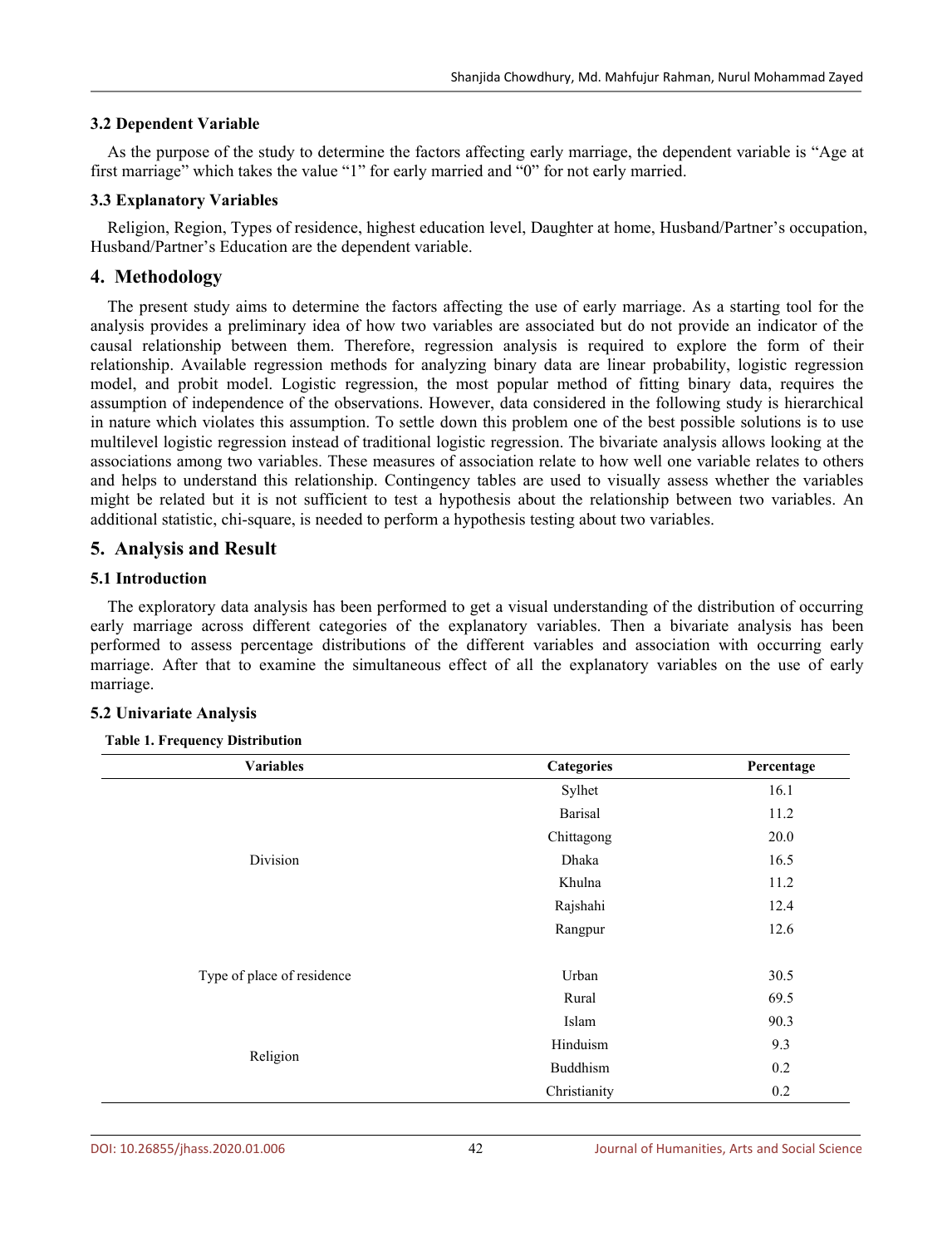### 3.2 Dependent Variable

As the purpose of the study to determine the factors affecting early marriage, the dependent variable is "Age at first marriage" which takes the value "1" for early married and "0" for not early married.

### 3.3 Explanatory Variables

Religion, Region, Types of residence, highest education level, Daughter at home, Husband/Partner's occupation, Husband/Partner's Education are the dependent variable.

## 4. Methodology

The present study aims to determine the factors affecting the use of early marriage. As a starting tool for the analysis provides a preliminary idea of how two variables are associated but do not provide an indicator of the causal relationship between them. Therefore, regression analysis is required to explore the form of their relationship. Available regression methods for analyzing binary data are linear probability, logistic regression model, and probit model. Logistic regression, the most popular method of fitting binary data, requires the assumption of independence of the observations. However, data considered in the following study is hierarchical in nature which violates this assumption. To settle down this problem one of the best possible solutions is to use multilevel logistic regression instead of traditional logistic regression. The bivariate analysis allows looking at the associations among two variables. These measures of association relate to how well one variable relates to others and helps to understand this relationship. Contingency tables are used to visually assess whether the variables might be related but it is not sufficient to test a hypothesis about the relationship between two variables. An additional statistic, chi-square, is needed to perform a hypothesis testing about two variables.

## 5. Analysis and Result

### 5.1 Introduction

The exploratory data analysis has been performed to get a visual understanding of the distribution of occurring early marriage across different categories of the explanatory variables. Then a bivariate analysis has been performed to assess percentage distributions of the different variables and association with occurring early marriage. After that to examine the simultaneous effect of all the explanatory variables on the use of early marriage.

### 5.2 Univariate Analysis

**Table 1. Frequency Distribution**

| Variables | Categories | Percentage |
|---|---|---|
| Division | Sylhet | 16.1 |
| | Barisal | 11.2 |
| | Chittagong | 20.0 |
| | Dhaka | 16.5 |
| | Khulna | 11.2 |
| | Rajshahi | 12.4 |
| | Rangpur | 12.6 |
| Type of place of residence | Urban | 30.5 |
| | Rural | 69.5 |
| Religion | Islam | 90.3 |
| | Hinduism | 9.3 |
| | Buddhism | 0.2 |
| | Christianity | 0.2 |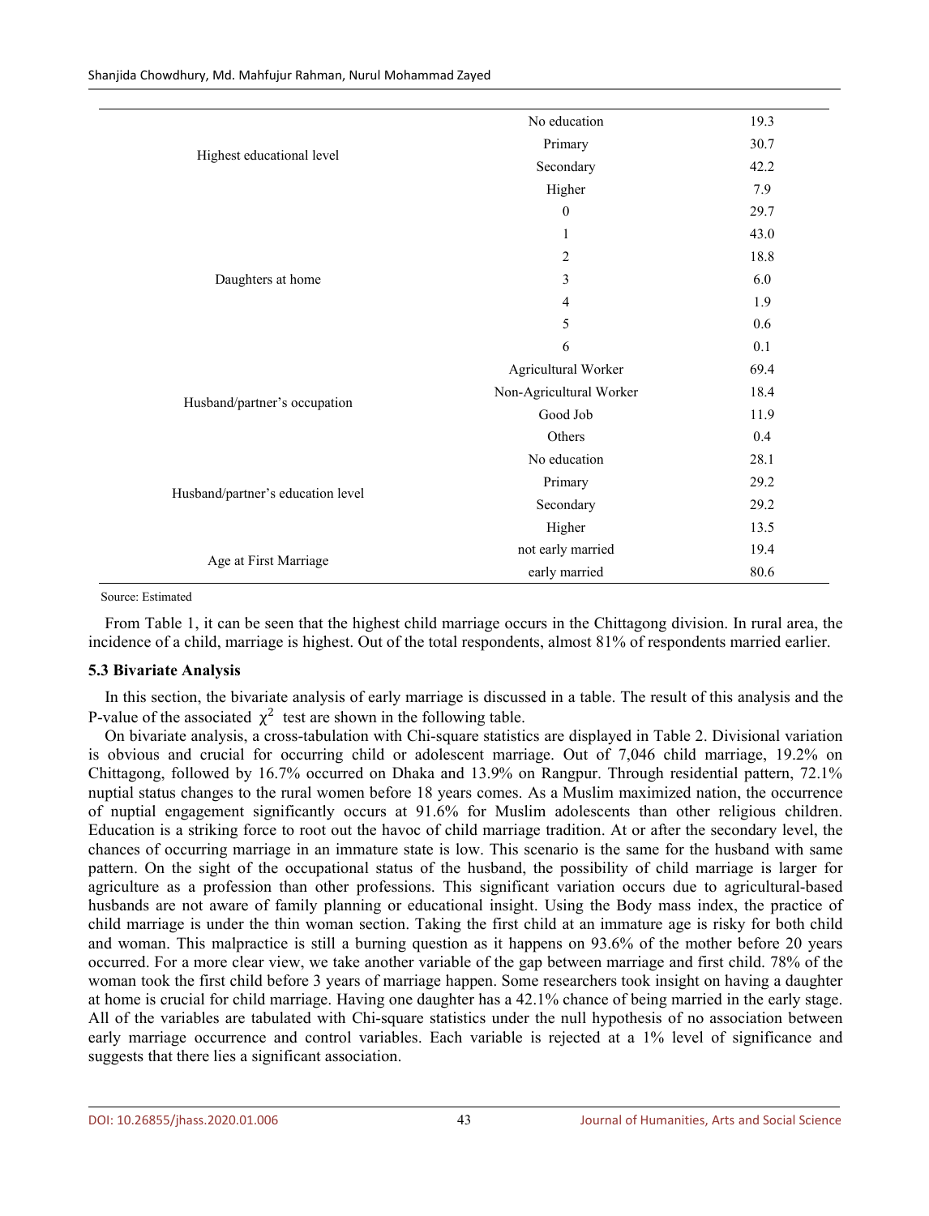| | | |
|---|---|---|
| Highest educational level | No education | 19.3 |
| | Primary | 30.7 |
| | Secondary | 42.2 |
| | Higher | 7.9 |
| Daughters at home | 0 | 29.7 |
| | 1 | 43.0 |
| | 2 | 18.8 |
| | 3 | 6.0 |
| | 4 | 1.9 |
| | 5 | 0.6 |
| | 6 | 0.1 |
| Husband/partner's occupation | Agricultural Worker | 69.4 |
| | Non-Agricultural Worker | 18.4 |
| | Good Job | 11.9 |
| | Others | 0.4 |
| Husband/partner's education level | No education | 28.1 |
| | Primary | 29.2 |
| | Secondary | 29.2 |
| | Higher | 13.5 |
| Age at First Marriage | not early married | 19.4 |
| | early married | 80.6 |

Source: Estimated

From Table 1, it can be seen that the highest child marriage occurs in the Chittagong division. In rural area, the incidence of a child, marriage is highest. Out of the total respondents, almost 81% of respondents married earlier.

### 5.3 Bivariate Analysis

In this section, the bivariate analysis of early marriage is discussed in a table. The result of this analysis and the P-value of the associated $\chi^2$ test are shown in the following table.

On bivariate analysis, a cross-tabulation with Chi-square statistics are displayed in Table 2. Divisional variation is obvious and crucial for occurring child or adolescent marriage. Out of 7,046 child marriage, 19.2% on Chittagong, followed by 16.7% occurred on Dhaka and 13.9% on Rangpur. Through residential pattern, 72.1% nuptial status changes to the rural women before 18 years comes. As a Muslim maximized nation, the occurrence of nuptial engagement significantly occurs at 91.6% for Muslim adolescents than other religious children. Education is a striking force to root out the havoc of child marriage tradition. At or after the secondary level, the chances of occurring marriage in an immature state is low. This scenario is the same for the husband with same pattern. On the sight of the occupational status of the husband, the possibility of child marriage is larger for agriculture as a profession than other professions. This significant variation occurs due to agricultural-based husbands are not aware of family planning or educational insight. Using the Body mass index, the practice of child marriage is under the thin woman section. Taking the first child at an immature age is risky for both child and woman. This malpractice is still a burning question as it happens on 93.6% of the mother before 20 years occurred. For a more clear view, we take another variable of the gap between marriage and first child. 78% of the woman took the first child before 3 years of marriage happen. Some researchers took insight on having a daughter at home is crucial for child marriage. Having one daughter has a 42.1% chance of being married in the early stage. All of the variables are tabulated with Chi-square statistics under the null hypothesis of no association between early marriage occurrence and control variables. Each variable is rejected at a 1% level of significance and suggests that there lies a significant association.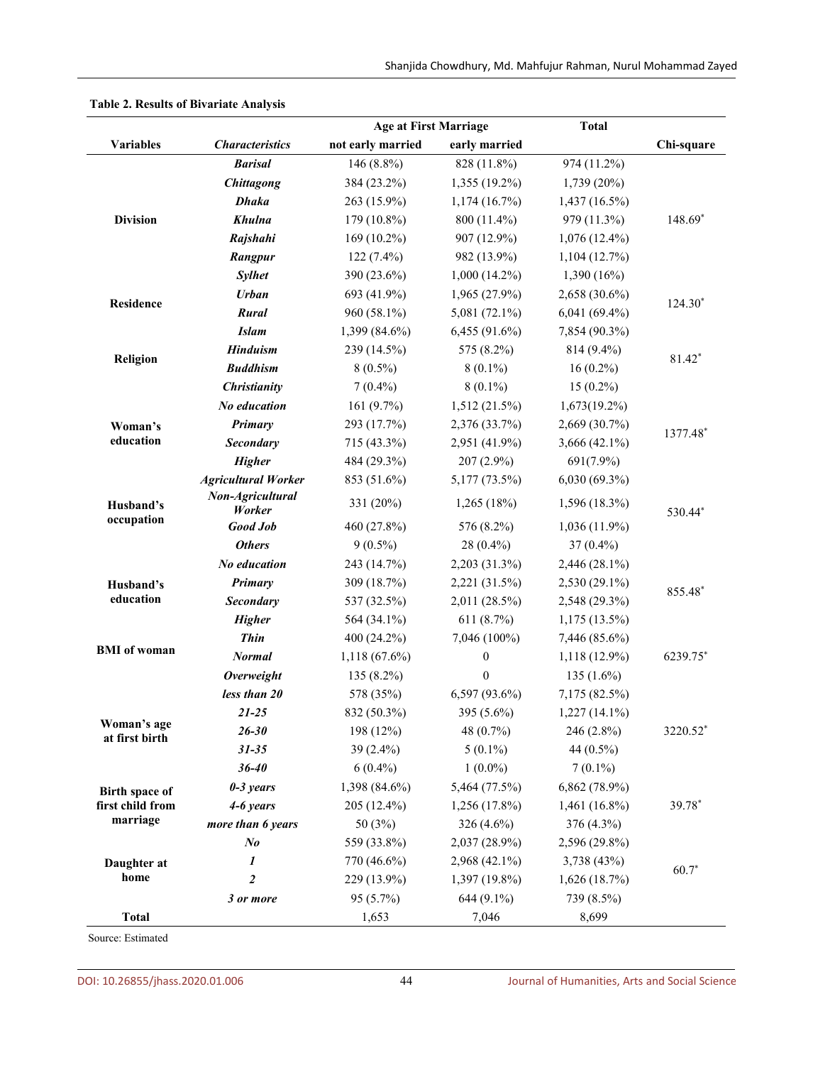**Table 2. Results of Bivariate Analysis**

| Variables | Characteristics | Age at First Marriage | | Total | Chi-square |
|---|---|---|---|---|---|
| | | not early married | early married | | |
| Division | *Barisal* | 146 (8.8%) | 828 (11.8%) | 974 (11.2%) | 148.69* |
| | *Chittagong* | 384 (23.2%) | 1,355 (19.2%) | 1,739 (20%) | |
| | *Dhaka* | 263 (15.9%) | 1,174 (16.7%) | 1,437 (16.5%) | |
| | *Khulna* | 179 (10.8%) | 800 (11.4%) | 979 (11.3%) | |
| | *Rajshahi* | 169 (10.2%) | 907 (12.9%) | 1,076 (12.4%) | |
| | *Rangpur* | 122 (7.4%) | 982 (13.9%) | 1,104 (12.7%) | |
| | *Sylhet* | 390 (23.6%) | 1,000 (14.2%) | 1,390 (16%) | |
| Residence | *Urban* | 693 (41.9%) | 1,965 (27.9%) | 2,658 (30.6%) | 124.30* |
| | *Rural* | 960 (58.1%) | 5,081 (72.1%) | 6,041 (69.4%) | |
| Religion | *Islam* | 1,399 (84.6%) | 6,455 (91.6%) | 7,854 (90.3%) | 81.42* |
| | *Hinduism* | 239 (14.5%) | 575 (8.2%) | 814 (9.4%) | |
| | *Buddhism* | 8 (0.5%) | 8 (0.1%) | 16 (0.2%) | |
| | *Christianity* | 7 (0.4%) | 8 (0.1%) | 15 (0.2%) | |
| Woman's education | *No education* | 161 (9.7%) | 1,512 (21.5%) | 1,673(19.2%) | 1377.48* |
| | *Primary* | 293 (17.7%) | 2,376 (33.7%) | 2,669 (30.7%) | |
| | *Secondary* | 715 (43.3%) | 2,951 (41.9%) | 3,666 (42.1%) | |
| | *Higher* | 484 (29.3%) | 207 (2.9%) | 691(7.9%) | |
| Husband's occupation | *Agricultural Worker* | 853 (51.6%) | 5,177 (73.5%) | 6,030 (69.3%) | 530.44* |
| | *Non-Agricultural Worker* | 331 (20%) | 1,265 (18%) | 1,596 (18.3%) | |
| | *Good Job* | 460 (27.8%) | 576 (8.2%) | 1,036 (11.9%) | |
| | *Others* | 9 (0.5%) | 28 (0.4%) | 37 (0.4%) | |
| Husband's education | *No education* | 243 (14.7%) | 2,203 (31.3%) | 2,446 (28.1%) | 855.48* |
| | *Primary* | 309 (18.7%) | 2,221 (31.5%) | 2,530 (29.1%) | |
| | *Secondary* | 537 (32.5%) | 2,011 (28.5%) | 2,548 (29.3%) | |
| | *Higher* | 564 (34.1%) | 611 (8.7%) | 1,175 (13.5%) | |
| BMI of woman | *Thin* | 400 (24.2%) | 7,046 (100%) | 7,446 (85.6%) | 6239.75* |
| | *Normal* | 1,118 (67.6%) | 0 | 1,118 (12.9%) | |
| | *Overweight* | 135 (8.2%) | 0 | 135 (1.6%) | |
| Woman's age at first birth | *less than 20* | 578 (35%) | 6,597 (93.6%) | 7,175 (82.5%) | 3220.52* |
| | *21-25* | 832 (50.3%) | 395 (5.6%) | 1,227 (14.1%) | |
| | *26-30* | 198 (12%) | 48 (0.7%) | 246 (2.8%) | |
| | *31-35* | 39 (2.4%) | 5 (0.1%) | 44 (0.5%) | |
| | *36-40* | 6 (0.4%) | 1 (0.0%) | 7 (0.1%) | |
| Birth space of first child from marriage | *0-3 years* | 1,398 (84.6%) | 5,464 (77.5%) | 6,862 (78.9%) | 39.78* |
| | *4-6 years* | 205 (12.4%) | 1,256 (17.8%) | 1,461 (16.8%) | |
| | *more than 6 years* | 50 (3%) | 326 (4.6%) | 376 (4.3%) | |
| Daughter at home | *No* | 559 (33.8%) | 2,037 (28.9%) | 2,596 (29.8%) | 60.7* |
| | *1* | 770 (46.6%) | 2,968 (42.1%) | 3,738 (43%) | |
| | *2* | 229 (13.9%) | 1,397 (19.8%) | 1,626 (18.7%) | |
| | *3 or more* | 95 (5.7%) | 644 (9.1%) | 739 (8.5%) | |
| Total | | 1,653 | 7,046 | 8,699 | |

Source: Estimated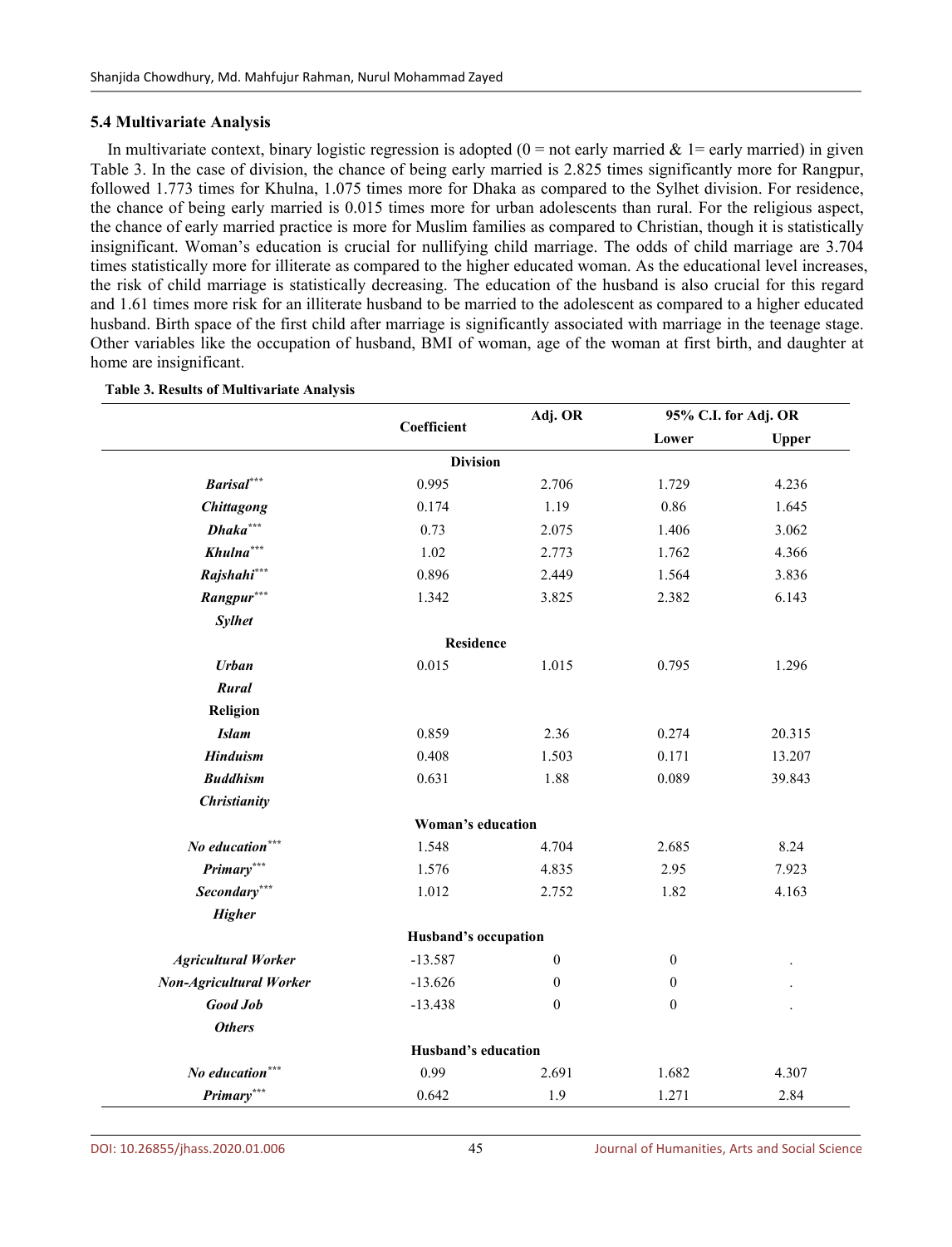### 5.4 Multivariate Analysis

In multivariate context, binary logistic regression is adopted (0 = not early married & 1= early married) in given Table 3. In the case of division, the chance of being early married is 2.825 times significantly more for Rangpur, followed 1.773 times for Khulna, 1.075 times more for Dhaka as compared to the Sylhet division. For residence, the chance of being early married is 0.015 times more for urban adolescents than rural. For the religious aspect, the chance of early married practice is more for Muslim families as compared to Christian, though it is statistically insignificant. Woman's education is crucial for nullifying child marriage. The odds of child marriage are 3.704 times statistically more for illiterate as compared to the higher educated woman. As the educational level increases, the risk of child marriage is statistically decreasing. The education of the husband is also crucial for this regard and 1.61 times more risk for an illiterate husband to be married to the adolescent as compared to a higher educated husband. Birth space of the first child after marriage is significantly associated with marriage in the teenage stage. Other variables like the occupation of husband, BMI of woman, age of the woman at first birth, and daughter at home are insignificant.

**Table 3. Results of Multivariate Analysis**

| | Coefficient | Adj. OR | 95% C.I. for Adj. OR | |
|---|---|---|---|---|
| | | | Lower | Upper |
| | **Division** | | | |
| ***Barisal***\*\*\* | 0.995 | 2.706 | 1.729 | 4.236 |
| ***Chittagong*** | 0.174 | 1.19 | 0.86 | 1.645 |
| ***Dhaka***\*\*\* | 0.73 | 2.075 | 1.406 | 3.062 |
| ***Khulna***\*\*\* | 1.02 | 2.773 | 1.762 | 4.366 |
| ***Rajshahi***\*\*\* | 0.896 | 2.449 | 1.564 | 3.836 |
| ***Rangpur***\*\*\* | 1.342 | 3.825 | 2.382 | 6.143 |
| ***Sylhet*** | | | | |
| | **Residence** | | | |
| ***Urban*** | 0.015 | 1.015 | 0.795 | 1.296 |
| ***Rural*** | | | | |
| **Religion** | | | | |
| ***Islam*** | 0.859 | 2.36 | 0.274 | 20.315 |
| ***Hinduism*** | 0.408 | 1.503 | 0.171 | 13.207 |
| ***Buddhism*** | 0.631 | 1.88 | 0.089 | 39.843 |
| ***Christianity*** | | | | |
| | **Woman's education** | | | |
| ***No education***\*\*\* | 1.548 | 4.704 | 2.685 | 8.24 |
| ***Primary***\*\*\* | 1.576 | 4.835 | 2.95 | 7.923 |
| ***Secondary***\*\*\* | 1.012 | 2.752 | 1.82 | 4.163 |
| ***Higher*** | | | | |
| | **Husband's occupation** | | | |
| ***Agricultural Worker*** | -13.587 | 0 | 0 | . |
| ***Non-Agricultural Worker*** | -13.626 | 0 | 0 | . |
| ***Good Job*** | -13.438 | 0 | 0 | . |
| ***Others*** | | | | |
| | **Husband's education** | | | |
| ***No education***\*\*\* | 0.99 | 2.691 | 1.682 | 4.307 |
| ***Primary***\*\*\* | 0.642 | 1.9 | 1.271 | 2.84 |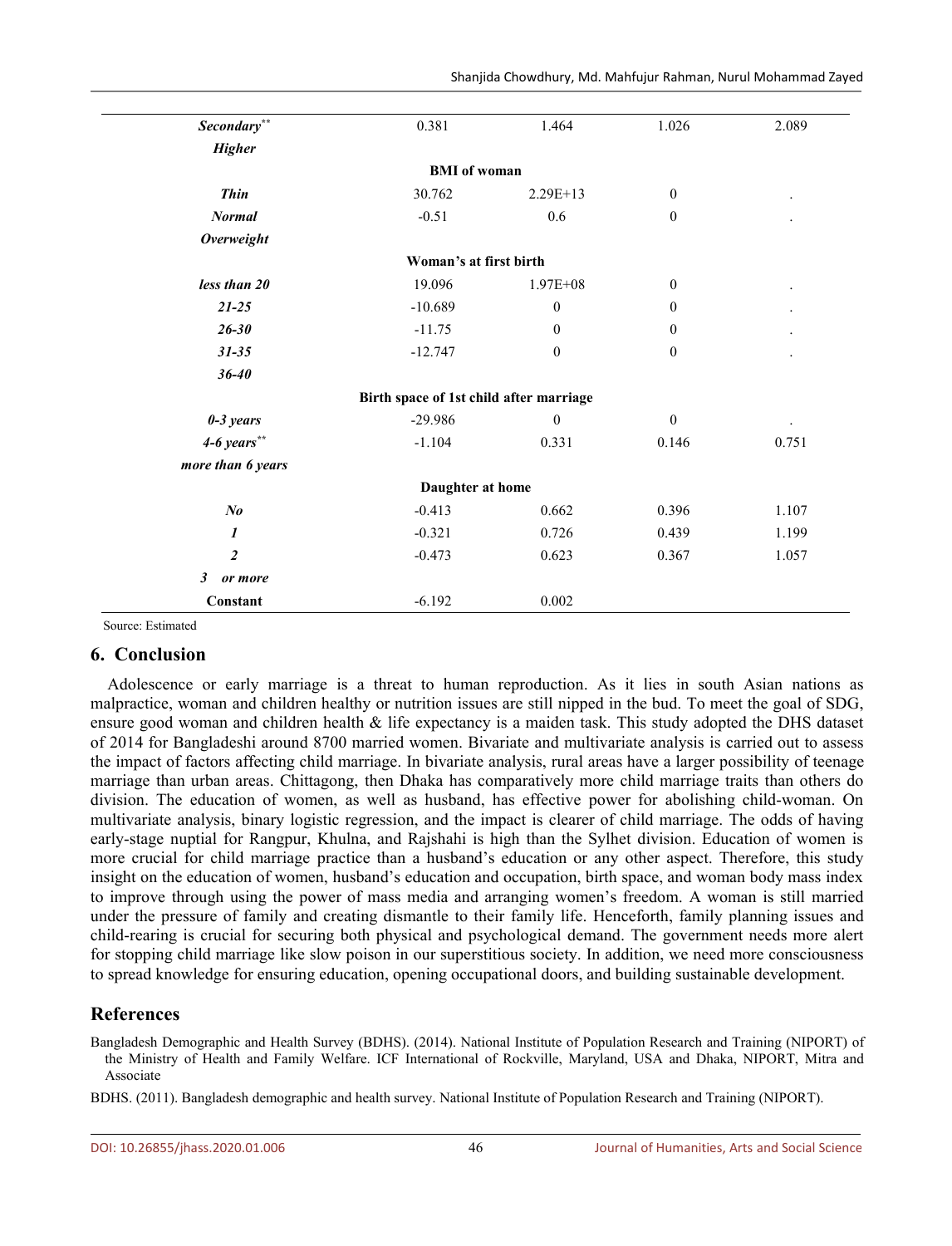| | | | | |
|---|---|---|---|---|
| ***Secondary*****[**]** | 0.381 | 1.464 | 1.026 | 2.089 |
| ***Higher*** | | | | |
| | **BMI of woman** | | | |
| ***Thin*** | 30.762 | 2.29E+13 | 0 | . |
| ***Normal*** | -0.51 | 0.6 | 0 | . |
| ***Overweight*** | | | | |
| | **Woman's at first birth** | | | |
| ***less than 20*** | 19.096 | 1.97E+08 | 0 | . |
| ***21-25*** | -10.689 | 0 | 0 | . |
| ***26-30*** | -11.75 | 0 | 0 | . |
| ***31-35*** | -12.747 | 0 | 0 | . |
| ***36-40*** | | | | |
| | **Birth space of 1st child after marriage** | | | |
| ***0-3 years*** | -29.986 | 0 | 0 | . |
| ***4-6 years*****[**]** | -1.104 | 0.331 | 0.146 | 0.751 |
| ***more than 6 years*** | | | | |
| | **Daughter at home** | | | |
| ***No*** | -0.413 | 0.662 | 0.396 | 1.107 |
| ***1*** | -0.321 | 0.726 | 0.439 | 1.199 |
| ***2*** | -0.473 | 0.623 | 0.367 | 1.057 |
| ***3 or more*** | | | | |
| **Constant** | -6.192 | 0.002 | | |

Source: Estimated

## 6. Conclusion

Adolescence or early marriage is a threat to human reproduction. As it lies in south Asian nations as malpractice, woman and children healthy or nutrition issues are still nipped in the bud. To meet the goal of SDG, ensure good woman and children health & life expectancy is a maiden task. This study adopted the DHS dataset of 2014 for Bangladeshi around 8700 married women. Bivariate and multivariate analysis is carried out to assess the impact of factors affecting child marriage. In bivariate analysis, rural areas have a larger possibility of teenage marriage than urban areas. Chittagong, then Dhaka has comparatively more child marriage traits than others do division. The education of women, as well as husband, has effective power for abolishing child-woman. On multivariate analysis, binary logistic regression, and the impact is clearer of child marriage. The odds of having early-stage nuptial for Rangpur, Khulna, and Rajshahi is high than the Sylhet division. Education of women is more crucial for child marriage practice than a husband's education or any other aspect. Therefore, this study insight on the education of women, husband's education and occupation, birth space, and woman body mass index to improve through using the power of mass media and arranging women's freedom. A woman is still married under the pressure of family and creating dismantle to their family life. Henceforth, family planning issues and child-rearing is crucial for securing both physical and psychological demand. The government needs more alert for stopping child marriage like slow poison in our superstitious society. In addition, we need more consciousness to spread knowledge for ensuring education, opening occupational doors, and building sustainable development.

## References

Bangladesh Demographic and Health Survey (BDHS). (2014). National Institute of Population Research and Training (NIPORT) of the Ministry of Health and Family Welfare. ICF International of Rockville, Maryland, USA and Dhaka, NIPORT, Mitra and Associate

BDHS. (2011). Bangladesh demographic and health survey. National Institute of Population Research and Training (NIPORT).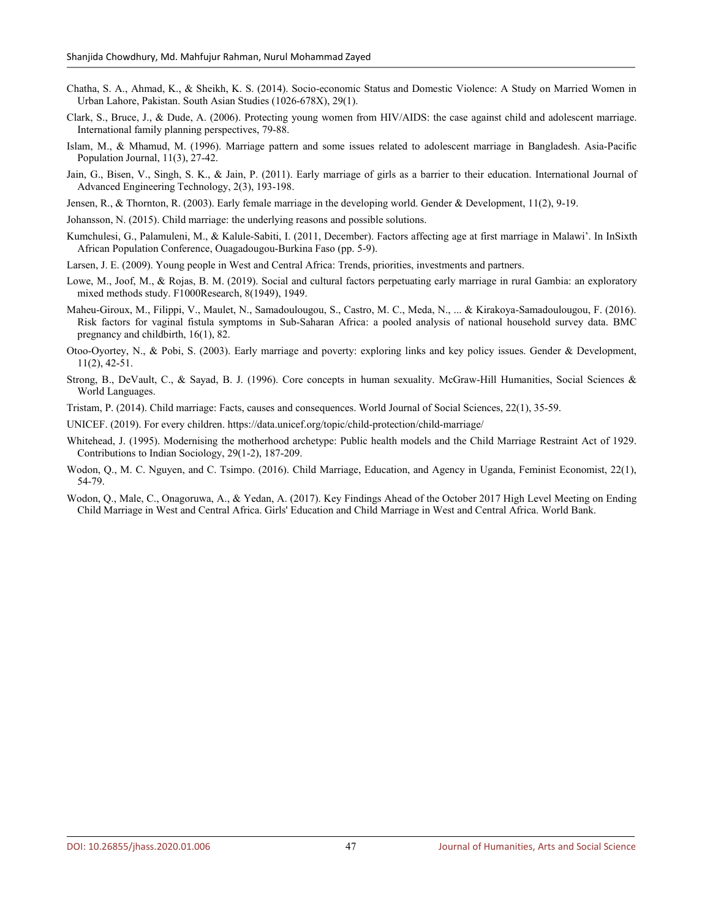Chatha, S. A., Ahmad, K., & Sheikh, K. S. (2014). Socio-economic Status and Domestic Violence: A Study on Married Women in Urban Lahore, Pakistan. South Asian Studies (1026-678X), 29(1).

Clark, S., Bruce, J., & Dude, A. (2006). Protecting young women from HIV/AIDS: the case against child and adolescent marriage. International family planning perspectives, 79-88.

Islam, M., & Mhamud, M. (1996). Marriage pattern and some issues related to adolescent marriage in Bangladesh. Asia-Pacific Population Journal, 11(3), 27-42.

Jain, G., Bisen, V., Singh, S. K., & Jain, P. (2011). Early marriage of girls as a barrier to their education. International Journal of Advanced Engineering Technology, 2(3), 193-198.

Jensen, R., & Thornton, R. (2003). Early female marriage in the developing world. Gender & Development, 11(2), 9-19.

Johansson, N. (2015). Child marriage: the underlying reasons and possible solutions.

Kumchulesi, G., Palamuleni, M., & Kalule-Sabiti, I. (2011, December). Factors affecting age at first marriage in Malawi'. In InSixth African Population Conference, Ouagadougou-Burkina Faso (pp. 5-9).

Larsen, J. E. (2009). Young people in West and Central Africa: Trends, priorities, investments and partners.

Lowe, M., Joof, M., & Rojas, B. M. (2019). Social and cultural factors perpetuating early marriage in rural Gambia: an exploratory mixed methods study. F1000Research, 8(1949), 1949.

Maheu-Giroux, M., Filippi, V., Maulet, N., Samadoulougou, S., Castro, M. C., Meda, N., ... & Kirakoya-Samadoulougou, F. (2016). Risk factors for vaginal fistula symptoms in Sub-Saharan Africa: a pooled analysis of national household survey data. BMC pregnancy and childbirth, 16(1), 82.

Otoo-Oyortey, N., & Pobi, S. (2003). Early marriage and poverty: exploring links and key policy issues. Gender & Development, 11(2), 42-51.

Strong, B., DeVault, C., & Sayad, B. J. (1996). Core concepts in human sexuality. McGraw-Hill Humanities, Social Sciences & World Languages.

Tristam, P. (2014). Child marriage: Facts, causes and consequences. World Journal of Social Sciences, 22(1), 35-59.

UNICEF. (2019). For every children. https://data.unicef.org/topic/child-protection/child-marriage/

Whitehead, J. (1995). Modernising the motherhood archetype: Public health models and the Child Marriage Restraint Act of 1929. Contributions to Indian Sociology, 29(1-2), 187-209.

Wodon, Q., M. C. Nguyen, and C. Tsimpo. (2016). Child Marriage, Education, and Agency in Uganda, Feminist Economist, 22(1), 54-79.

Wodon, Q., Male, C., Onagoruwa, A., & Yedan, A. (2017). Key Findings Ahead of the October 2017 High Level Meeting on Ending Child Marriage in West and Central Africa. Girls' Education and Child Marriage in West and Central Africa. World Bank.